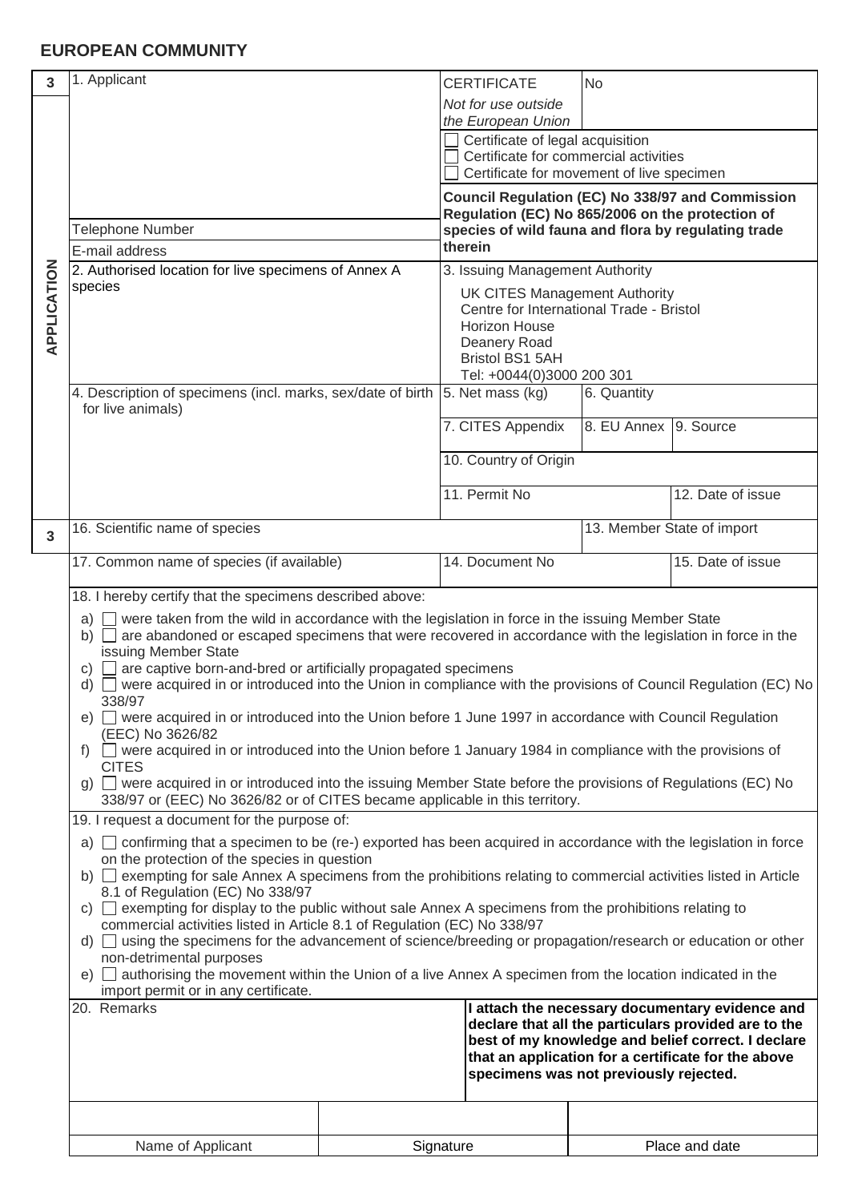# EUROPEAN COMMUNITY

**3** **APPLICATION**

| 1. Applicant | CERTIFICATE | No |
|---|---|---|
| | *Not for use outside the European Union* | |
| | ☐ Certificate of legal acquisition<br>☐ Certificate for commercial activities<br>☐ Certificate for movement of live specimen | |
| Telephone Number | **Council Regulation (EC) No 338/97 and Commission Regulation (EC) No 865/2006 on the protection of species of wild fauna and flora by regulating trade therein** | |
| E-mail address | | |

| 2. Authorised location for live specimens of Annex A species | 3. Issuing Management Authority<br>UK CITES Management Authority<br>Centre for International Trade - Bristol<br>Horizon House<br>Deanery Road<br>Bristol BS1 5AH<br>Tel: +0044(0)3000 200 301 | | |
|---|---|---|---|
| 4. Description of specimens (incl. marks, sex/date of birth for live animals) | 5. Net mass (kg) | 6. Quantity | |
| | 7. CITES Appendix | 8. EU Annex | 9. Source |
| | 10. Country of Origin | | |
| | 11. Permit No | | 12. Date of issue |

**3**

| 16. Scientific name of species | | 13. Member State of import |
|---|---|---|
| 17. Common name of species (if available) | 14. Document No | 15. Date of issue |

18. I hereby certify that the specimens described above:

a) ☐ were taken from the wild in accordance with the legislation in force in the issuing Member State
b) ☐ are abandoned or escaped specimens that were recovered in accordance with the legislation in force in the issuing Member State
c) ☐ are captive born-and-bred or artificially propagated specimens
d) ☐ were acquired in or introduced into the Union in compliance with the provisions of Council Regulation (EC) No 338/97
e) ☐ were acquired in or introduced into the Union before 1 June 1997 in accordance with Council Regulation (EEC) No 3626/82
f) ☐ were acquired in or introduced into the Union before 1 January 1984 in compliance with the provisions of CITES
g) ☐ were acquired in or introduced into the issuing Member State before the provisions of Regulations (EC) No 338/97 or (EEC) No 3626/82 or of CITES became applicable in this territory.

19. I request a document for the purpose of:

a) ☐ confirming that a specimen to be (re-) exported has been acquired in accordance with the legislation in force on the protection of the species in question
b) ☐ exempting for sale Annex A specimens from the prohibitions relating to commercial activities listed in Article 8.1 of Regulation (EC) No 338/97
c) ☐ exempting for display to the public without sale Annex A specimens from the prohibitions relating to commercial activities listed in Article 8.1 of Regulation (EC) No 338/97
d) ☐ using the specimens for the advancement of science/breeding or propagation/research or education or other non-detrimental purposes
e) ☐ authorising the movement within the Union of a live Annex A specimen from the location indicated in the import permit or in any certificate.

| 20. Remarks | **I attach the necessary documentary evidence and declare that all the particulars provided are to the best of my knowledge and belief correct. I declare that an application for a certificate for the above specimens was not previously rejected.** |
|---|---|

| | | |
|---|---|---|
| Name of Applicant | Signature | Place and date |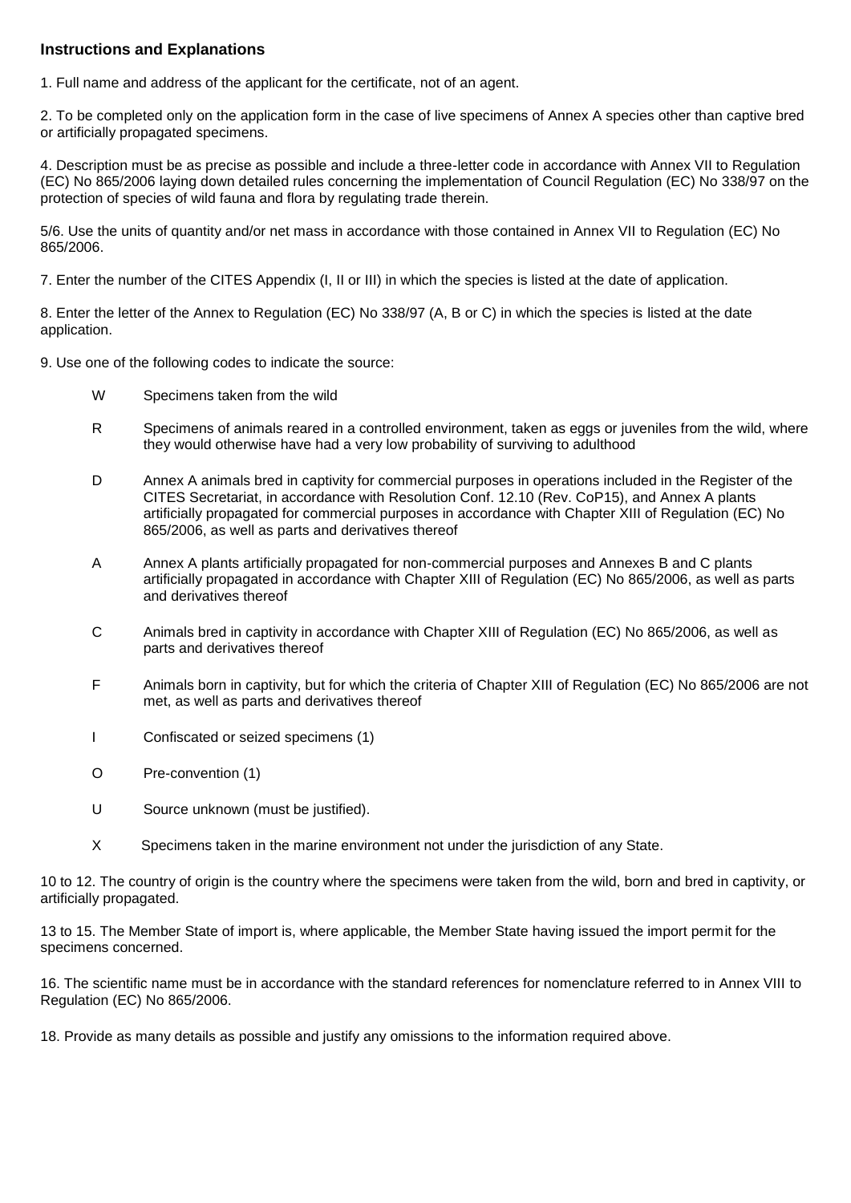### Instructions and Explanations

1. Full name and address of the applicant for the certificate, not of an agent.

2. To be completed only on the application form in the case of live specimens of Annex A species other than captive bred or artificially propagated specimens.

4. Description must be as precise as possible and include a three-letter code in accordance with Annex VII to Regulation (EC) No 865/2006 laying down detailed rules concerning the implementation of Council Regulation (EC) No 338/97 on the protection of species of wild fauna and flora by regulating trade therein.

5/6. Use the units of quantity and/or net mass in accordance with those contained in Annex VII to Regulation (EC) No 865/2006.

7. Enter the number of the CITES Appendix (I, II or III) in which the species is listed at the date of application.

8. Enter the letter of the Annex to Regulation (EC) No 338/97 (A, B or C) in which the species is listed at the date application.

9. Use one of the following codes to indicate the source:

- W Specimens taken from the wild
- R Specimens of animals reared in a controlled environment, taken as eggs or juveniles from the wild, where they would otherwise have had a very low probability of surviving to adulthood
- D Annex A animals bred in captivity for commercial purposes in operations included in the Register of the CITES Secretariat, in accordance with Resolution Conf. 12.10 (Rev. CoP15), and Annex A plants artificially propagated for commercial purposes in accordance with Chapter XIII of Regulation (EC) No 865/2006, as well as parts and derivatives thereof
- A Annex A plants artificially propagated for non-commercial purposes and Annexes B and C plants artificially propagated in accordance with Chapter XIII of Regulation (EC) No 865/2006, as well as parts and derivatives thereof
- C Animals bred in captivity in accordance with Chapter XIII of Regulation (EC) No 865/2006, as well as parts and derivatives thereof
- F Animals born in captivity, but for which the criteria of Chapter XIII of Regulation (EC) No 865/2006 are not met, as well as parts and derivatives thereof
- I Confiscated or seized specimens (1)
- O Pre-convention (1)
- U Source unknown (must be justified).
- X Specimens taken in the marine environment not under the jurisdiction of any State.

10 to 12. The country of origin is the country where the specimens were taken from the wild, born and bred in captivity, or artificially propagated.

13 to 15. The Member State of import is, where applicable, the Member State having issued the import permit for the specimens concerned.

16. The scientific name must be in accordance with the standard references for nomenclature referred to in Annex VIII to Regulation (EC) No 865/2006.

18. Provide as many details as possible and justify any omissions to the information required above.